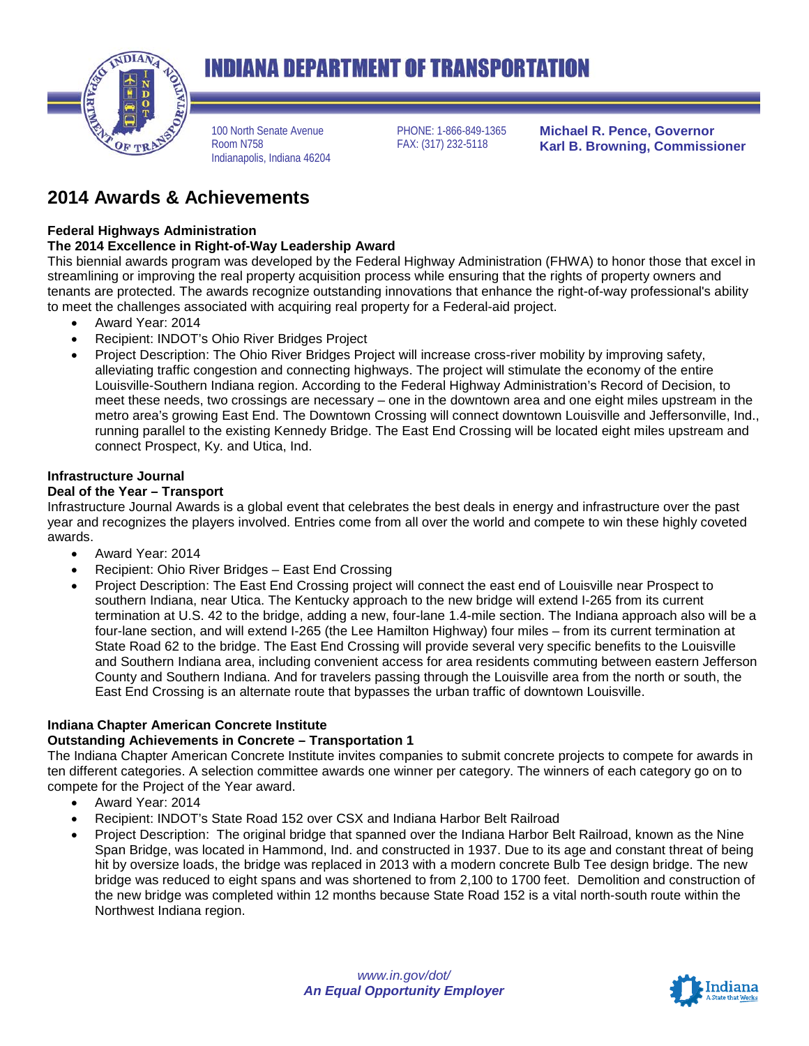# INDIANA DEPARTMENT OF TRANSPORTATION

100 North Senate Avenue
Room N758
Indianapolis, Indiana 46204

PHONE: 1-866-849-1365
FAX: (317) 232-5118

**Michael R. Pence, Governor**
**Karl B. Browning, Commissioner**

## 2014 Awards & Achievements

**Federal Highways Administration**
**The 2014 Excellence in Right-of-Way Leadership Award**

This biennial awards program was developed by the Federal Highway Administration (FHWA) to honor those that excel in streamlining or improving the real property acquisition process while ensuring that the rights of property owners and tenants are protected. The awards recognize outstanding innovations that enhance the right-of-way professional's ability to meet the challenges associated with acquiring real property for a Federal-aid project.

- Award Year: 2014
- Recipient: INDOT's Ohio River Bridges Project
- Project Description: The Ohio River Bridges Project will increase cross-river mobility by improving safety, alleviating traffic congestion and connecting highways. The project will stimulate the economy of the entire Louisville-Southern Indiana region. According to the Federal Highway Administration's Record of Decision, to meet these needs, two crossings are necessary – one in the downtown area and one eight miles upstream in the metro area's growing East End. The Downtown Crossing will connect downtown Louisville and Jeffersonville, Ind., running parallel to the existing Kennedy Bridge. The East End Crossing will be located eight miles upstream and connect Prospect, Ky. and Utica, Ind.

**Infrastructure Journal**
**Deal of the Year – Transport**

Infrastructure Journal Awards is a global event that celebrates the best deals in energy and infrastructure over the past year and recognizes the players involved. Entries come from all over the world and compete to win these highly coveted awards.

- Award Year: 2014
- Recipient: Ohio River Bridges – East End Crossing
- Project Description: The East End Crossing project will connect the east end of Louisville near Prospect to southern Indiana, near Utica. The Kentucky approach to the new bridge will extend I-265 from its current termination at U.S. 42 to the bridge, adding a new, four-lane 1.4-mile section. The Indiana approach also will be a four-lane section, and will extend I-265 (the Lee Hamilton Highway) four miles – from its current termination at State Road 62 to the bridge. The East End Crossing will provide several very specific benefits to the Louisville and Southern Indiana area, including convenient access for area residents commuting between eastern Jefferson County and Southern Indiana. And for travelers passing through the Louisville area from the north or south, the East End Crossing is an alternate route that bypasses the urban traffic of downtown Louisville.

**Indiana Chapter American Concrete Institute**
**Outstanding Achievements in Concrete – Transportation 1**

The Indiana Chapter American Concrete Institute invites companies to submit concrete projects to compete for awards in ten different categories. A selection committee awards one winner per category. The winners of each category go on to compete for the Project of the Year award.

- Award Year: 2014
- Recipient: INDOT's State Road 152 over CSX and Indiana Harbor Belt Railroad
- Project Description: The original bridge that spanned over the Indiana Harbor Belt Railroad, known as the Nine Span Bridge, was located in Hammond, Ind. and constructed in 1937. Due to its age and constant threat of being hit by oversize loads, the bridge was replaced in 2013 with a modern concrete Bulb Tee design bridge. The new bridge was reduced to eight spans and was shortened to from 2,100 to 1700 feet. Demolition and construction of the new bridge was completed within 12 months because State Road 152 is a vital north-south route within the Northwest Indiana region.

*www.in.gov/dot/*
***An Equal Opportunity Employer***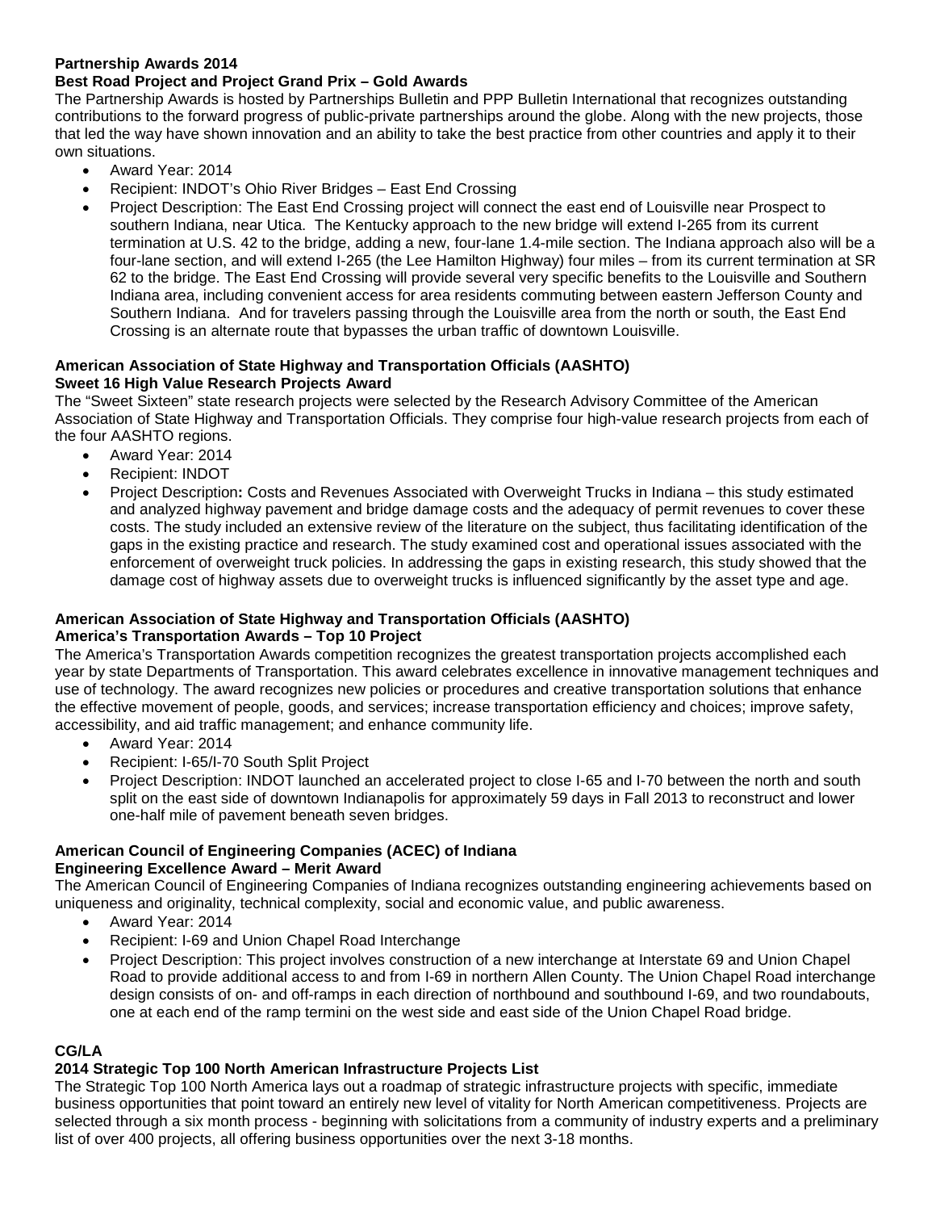**Partnership Awards 2014**
**Best Road Project and Project Grand Prix – Gold Awards**

The Partnership Awards is hosted by Partnerships Bulletin and PPP Bulletin International that recognizes outstanding contributions to the forward progress of public-private partnerships around the globe. Along with the new projects, those that led the way have shown innovation and an ability to take the best practice from other countries and apply it to their own situations.

- Award Year: 2014
- Recipient: INDOT's Ohio River Bridges – East End Crossing
- Project Description: The East End Crossing project will connect the east end of Louisville near Prospect to southern Indiana, near Utica. The Kentucky approach to the new bridge will extend I-265 from its current termination at U.S. 42 to the bridge, adding a new, four-lane 1.4-mile section. The Indiana approach also will be a four-lane section, and will extend I-265 (the Lee Hamilton Highway) four miles – from its current termination at SR 62 to the bridge. The East End Crossing will provide several very specific benefits to the Louisville and Southern Indiana area, including convenient access for area residents commuting between eastern Jefferson County and Southern Indiana. And for travelers passing through the Louisville area from the north or south, the East End Crossing is an alternate route that bypasses the urban traffic of downtown Louisville.

**American Association of State Highway and Transportation Officials (AASHTO)**
**Sweet 16 High Value Research Projects Award**

The "Sweet Sixteen" state research projects were selected by the Research Advisory Committee of the American Association of State Highway and Transportation Officials. They comprise four high-value research projects from each of the four AASHTO regions.

- Award Year: 2014
- Recipient: INDOT
- Project Description**:** Costs and Revenues Associated with Overweight Trucks in Indiana – this study estimated and analyzed highway pavement and bridge damage costs and the adequacy of permit revenues to cover these costs. The study included an extensive review of the literature on the subject, thus facilitating identification of the gaps in the existing practice and research. The study examined cost and operational issues associated with the enforcement of overweight truck policies. In addressing the gaps in existing research, this study showed that the damage cost of highway assets due to overweight trucks is influenced significantly by the asset type and age.

**American Association of State Highway and Transportation Officials (AASHTO)**
**America's Transportation Awards – Top 10 Project**

The America's Transportation Awards competition recognizes the greatest transportation projects accomplished each year by state Departments of Transportation. This award celebrates excellence in innovative management techniques and use of technology. The award recognizes new policies or procedures and creative transportation solutions that enhance the effective movement of people, goods, and services; increase transportation efficiency and choices; improve safety, accessibility, and aid traffic management; and enhance community life.

- Award Year: 2014
- Recipient: I-65/I-70 South Split Project
- Project Description: INDOT launched an accelerated project to close I-65 and I-70 between the north and south split on the east side of downtown Indianapolis for approximately 59 days in Fall 2013 to reconstruct and lower one-half mile of pavement beneath seven bridges.

**American Council of Engineering Companies (ACEC) of Indiana**
**Engineering Excellence Award – Merit Award**

The American Council of Engineering Companies of Indiana recognizes outstanding engineering achievements based on uniqueness and originality, technical complexity, social and economic value, and public awareness.

- Award Year: 2014
- Recipient: I-69 and Union Chapel Road Interchange
- Project Description: This project involves construction of a new interchange at Interstate 69 and Union Chapel Road to provide additional access to and from I-69 in northern Allen County. The Union Chapel Road interchange design consists of on- and off-ramps in each direction of northbound and southbound I-69, and two roundabouts, one at each end of the ramp termini on the west side and east side of the Union Chapel Road bridge.

**CG/LA**
**2014 Strategic Top 100 North American Infrastructure Projects List**

The Strategic Top 100 North America lays out a roadmap of strategic infrastructure projects with specific, immediate business opportunities that point toward an entirely new level of vitality for North American competitiveness. Projects are selected through a six month process - beginning with solicitations from a community of industry experts and a preliminary list of over 400 projects, all offering business opportunities over the next 3-18 months.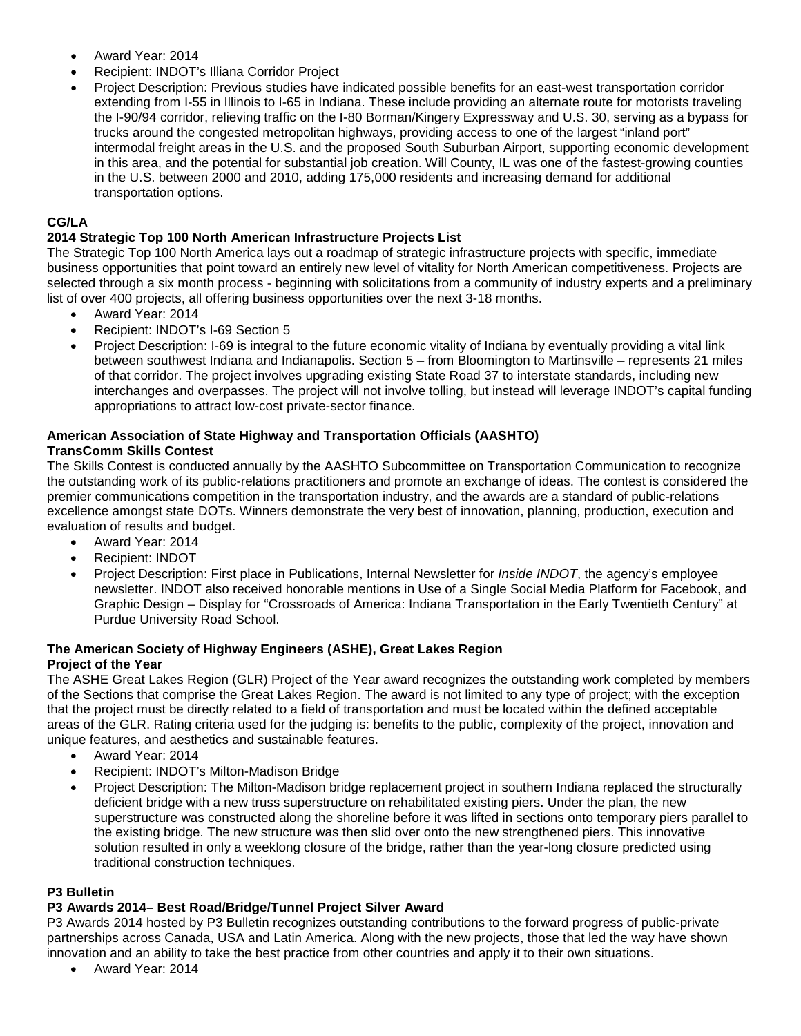- Award Year: 2014
- Recipient: INDOT's Illiana Corridor Project
- Project Description: Previous studies have indicated possible benefits for an east-west transportation corridor extending from I-55 in Illinois to I-65 in Indiana. These include providing an alternate route for motorists traveling the I-90/94 corridor, relieving traffic on the I-80 Borman/Kingery Expressway and U.S. 30, serving as a bypass for trucks around the congested metropolitan highways, providing access to one of the largest "inland port" intermodal freight areas in the U.S. and the proposed South Suburban Airport, supporting economic development in this area, and the potential for substantial job creation. Will County, IL was one of the fastest-growing counties in the U.S. between 2000 and 2010, adding 175,000 residents and increasing demand for additional transportation options.

**CG/LA**
**2014 Strategic Top 100 North American Infrastructure Projects List**
The Strategic Top 100 North America lays out a roadmap of strategic infrastructure projects with specific, immediate business opportunities that point toward an entirely new level of vitality for North American competitiveness. Projects are selected through a six month process - beginning with solicitations from a community of industry experts and a preliminary list of over 400 projects, all offering business opportunities over the next 3-18 months.

- Award Year: 2014
- Recipient: INDOT's I-69 Section 5
- Project Description: I-69 is integral to the future economic vitality of Indiana by eventually providing a vital link between southwest Indiana and Indianapolis. Section 5 – from Bloomington to Martinsville – represents 21 miles of that corridor. The project involves upgrading existing State Road 37 to interstate standards, including new interchanges and overpasses. The project will not involve tolling, but instead will leverage INDOT's capital funding appropriations to attract low-cost private-sector finance.

**American Association of State Highway and Transportation Officials (AASHTO)**
**TransComm Skills Contest**
The Skills Contest is conducted annually by the AASHTO Subcommittee on Transportation Communication to recognize the outstanding work of its public-relations practitioners and promote an exchange of ideas. The contest is considered the premier communications competition in the transportation industry, and the awards are a standard of public-relations excellence amongst state DOTs. Winners demonstrate the very best of innovation, planning, production, execution and evaluation of results and budget.

- Award Year: 2014
- Recipient: INDOT
- Project Description: First place in Publications, Internal Newsletter for *Inside INDOT*, the agency's employee newsletter. INDOT also received honorable mentions in Use of a Single Social Media Platform for Facebook, and Graphic Design – Display for "Crossroads of America: Indiana Transportation in the Early Twentieth Century" at Purdue University Road School.

**The American Society of Highway Engineers (ASHE), Great Lakes Region**
**Project of the Year**
The ASHE Great Lakes Region (GLR) Project of the Year award recognizes the outstanding work completed by members of the Sections that comprise the Great Lakes Region. The award is not limited to any type of project; with the exception that the project must be directly related to a field of transportation and must be located within the defined acceptable areas of the GLR. Rating criteria used for the judging is: benefits to the public, complexity of the project, innovation and unique features, and aesthetics and sustainable features.

- Award Year: 2014
- Recipient: INDOT's Milton-Madison Bridge
- Project Description: The Milton-Madison bridge replacement project in southern Indiana replaced the structurally deficient bridge with a new truss superstructure on rehabilitated existing piers. Under the plan, the new superstructure was constructed along the shoreline before it was lifted in sections onto temporary piers parallel to the existing bridge. The new structure was then slid over onto the new strengthened piers. This innovative solution resulted in only a weeklong closure of the bridge, rather than the year-long closure predicted using traditional construction techniques.

**P3 Bulletin**
**P3 Awards 2014– Best Road/Bridge/Tunnel Project Silver Award**
P3 Awards 2014 hosted by P3 Bulletin recognizes outstanding contributions to the forward progress of public-private partnerships across Canada, USA and Latin America. Along with the new projects, those that led the way have shown innovation and an ability to take the best practice from other countries and apply it to their own situations.

- Award Year: 2014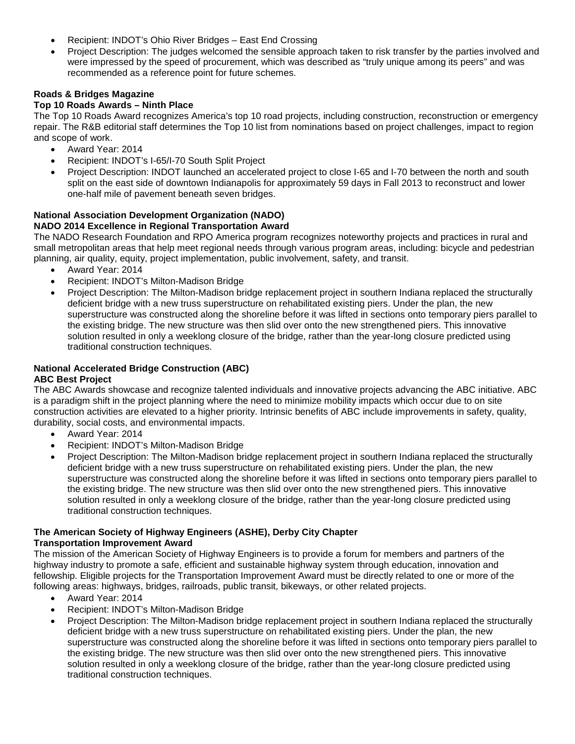- Recipient: INDOT's Ohio River Bridges – East End Crossing
- Project Description: The judges welcomed the sensible approach taken to risk transfer by the parties involved and were impressed by the speed of procurement, which was described as "truly unique among its peers" and was recommended as a reference point for future schemes.

**Roads & Bridges Magazine**
**Top 10 Roads Awards – Ninth Place**

The Top 10 Roads Award recognizes America's top 10 road projects, including construction, reconstruction or emergency repair. The R&B editorial staff determines the Top 10 list from nominations based on project challenges, impact to region and scope of work.

- Award Year: 2014
- Recipient: INDOT's I-65/I-70 South Split Project
- Project Description: INDOT launched an accelerated project to close I-65 and I-70 between the north and south split on the east side of downtown Indianapolis for approximately 59 days in Fall 2013 to reconstruct and lower one-half mile of pavement beneath seven bridges.

**National Association Development Organization (NADO)**
**NADO 2014 Excellence in Regional Transportation Award**

The NADO Research Foundation and RPO America program recognizes noteworthy projects and practices in rural and small metropolitan areas that help meet regional needs through various program areas, including: bicycle and pedestrian planning, air quality, equity, project implementation, public involvement, safety, and transit.

- Award Year: 2014
- Recipient: INDOT's Milton-Madison Bridge
- Project Description: The Milton-Madison bridge replacement project in southern Indiana replaced the structurally deficient bridge with a new truss superstructure on rehabilitated existing piers. Under the plan, the new superstructure was constructed along the shoreline before it was lifted in sections onto temporary piers parallel to the existing bridge. The new structure was then slid over onto the new strengthened piers. This innovative solution resulted in only a weeklong closure of the bridge, rather than the year-long closure predicted using traditional construction techniques.

**National Accelerated Bridge Construction (ABC)**
**ABC Best Project**

The ABC Awards showcase and recognize talented individuals and innovative projects advancing the ABC initiative. ABC is a paradigm shift in the project planning where the need to minimize mobility impacts which occur due to on site construction activities are elevated to a higher priority. Intrinsic benefits of ABC include improvements in safety, quality, durability, social costs, and environmental impacts.

- Award Year: 2014
- Recipient: INDOT's Milton-Madison Bridge
- Project Description: The Milton-Madison bridge replacement project in southern Indiana replaced the structurally deficient bridge with a new truss superstructure on rehabilitated existing piers. Under the plan, the new superstructure was constructed along the shoreline before it was lifted in sections onto temporary piers parallel to the existing bridge. The new structure was then slid over onto the new strengthened piers. This innovative solution resulted in only a weeklong closure of the bridge, rather than the year-long closure predicted using traditional construction techniques.

**The American Society of Highway Engineers (ASHE), Derby City Chapter**
**Transportation Improvement Award**

The mission of the American Society of Highway Engineers is to provide a forum for members and partners of the highway industry to promote a safe, efficient and sustainable highway system through education, innovation and fellowship. Eligible projects for the Transportation Improvement Award must be directly related to one or more of the following areas: highways, bridges, railroads, public transit, bikeways, or other related projects.

- Award Year: 2014
- Recipient: INDOT's Milton-Madison Bridge
- Project Description: The Milton-Madison bridge replacement project in southern Indiana replaced the structurally deficient bridge with a new truss superstructure on rehabilitated existing piers. Under the plan, the new superstructure was constructed along the shoreline before it was lifted in sections onto temporary piers parallel to the existing bridge. The new structure was then slid over onto the new strengthened piers. This innovative solution resulted in only a weeklong closure of the bridge, rather than the year-long closure predicted using traditional construction techniques.